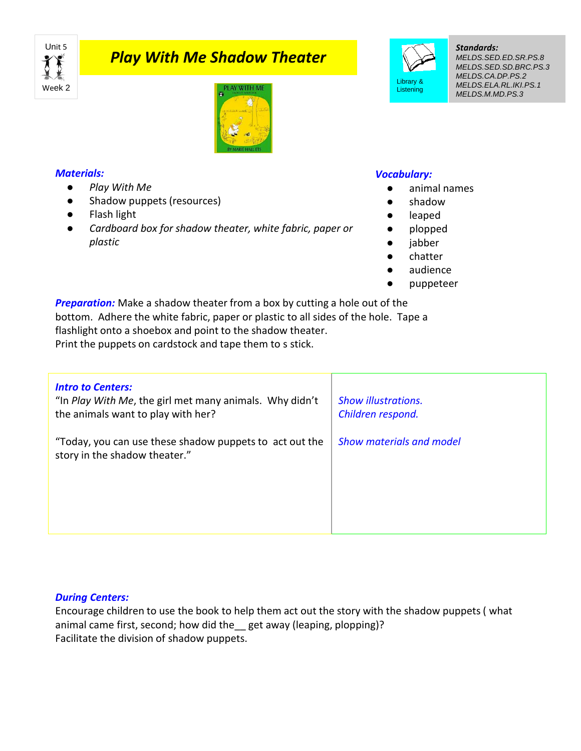Unit 5

Week 2

# *Play With Me Shadow Theater*

Library & Listening

***Standards:***

*MELDS.SED.ED.SR.PS.8*
*MELDS.SED.SD.BRC.PS.3*
*MELDS.CA.DP.PS.2*
*MELDS.ELA.RL.IKI.PS.1*
*MELDS.M.MD.PS.3*

### *Materials:*

- *Play With Me*
- Shadow puppets (resources)
- Flash light
- *Cardboard box for shadow theater, white fabric, paper or plastic*

### *Vocabulary:*

- animal names
- shadow
- leaped
- plopped
- jabber
- chatter
- audience
- puppeteer

***Preparation:*** Make a shadow theater from a box by cutting a hole out of the bottom. Adhere the white fabric, paper or plastic to all sides of the hole. Tape a flashlight onto a shoebox and point to the shadow theater.
Print the puppets on cardstock and tape them to s stick.

| ***Intro to Centers:*** | |
|---|---|
| "In *Play With Me*, the girl met many animals. Why didn't the animals want to play with her? | *Show illustrations.* *Children respond.* |
| "Today, you can use these shadow puppets to act out the story in the shadow theater." | *Show materials and model* |

***During Centers:***
Encourage children to use the book to help them act out the story with the shadow puppets ( what animal came first, second; how did the__ get away (leaping, plopping)?
Facilitate the division of shadow puppets.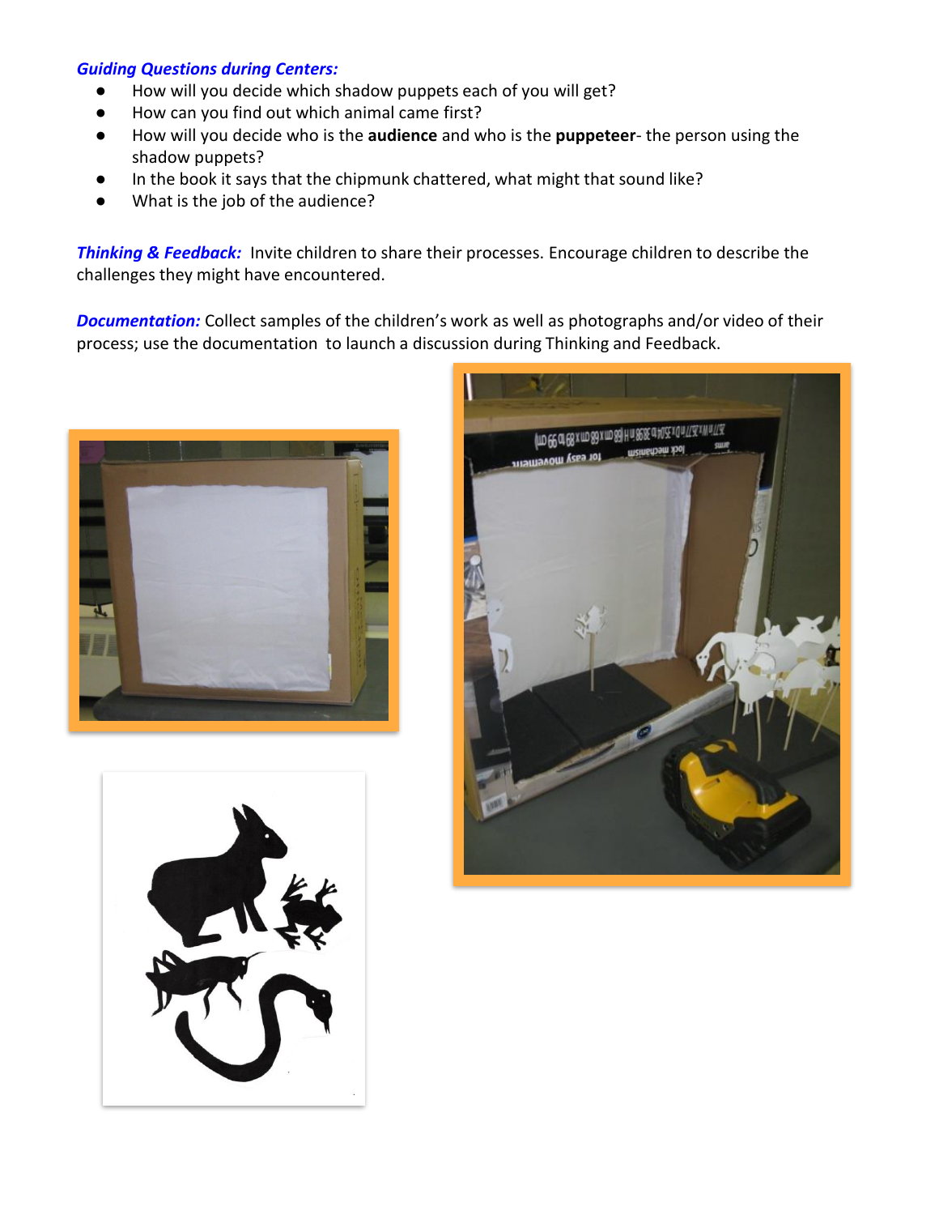***Guiding Questions during Centers:***

- How will you decide which shadow puppets each of you will get?
- How can you find out which animal came first?
- How will you decide who is the **audience** and who is the **puppeteer**- the person using the shadow puppets?
- In the book it says that the chipmunk chattered, what might that sound like?
- What is the job of the audience?

***Thinking & Feedback:*** Invite children to share their processes. Encourage children to describe the challenges they might have encountered.

***Documentation:*** Collect samples of the children's work as well as photographs and/or video of their process; use the documentation to launch a discussion during Thinking and Feedback.